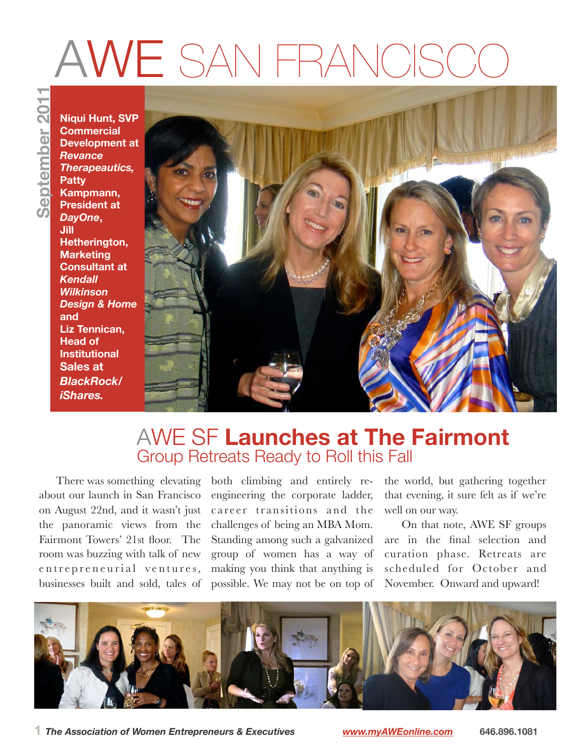# AWE SAN FRANCISCO

September 2011

**Niqui Hunt, SVP Commercial Development at *Revance Therapeautics*, Patty Kampmann, President at *DayOne*, Jill Hetherington, Marketing Consultant at *Kendall Wilkinson Design & Home* and Liz Tennican, Head of Institutional Sales at *BlackRock/ iShares.***

## AWE SF **Launches at The Fairmont**

### Group Retreats Ready to Roll this Fall

There was something elevating about our launch in San Francisco on August 22nd, and it wasn't just the panoramic views from the Fairmont Towers' 21st floor. The room was buzzing with talk of new entrepreneurial ventures, businesses built and sold, tales of both climbing and entirely re-engineering the corporate ladder, career transitions and the challenges of being an MBA Mom. Standing among such a galvanized group of women has a way of making you think that anything is possible. We may not be on top of the world, but gathering together that evening, it sure felt as if we're well on our way.

On that note, AWE SF groups are in the final selection and curation phase. Retreats are scheduled for October and November. Onward and upward!

*The Association of Women Entrepreneurs & Executives* www.myAWEonline.com 646.896.1081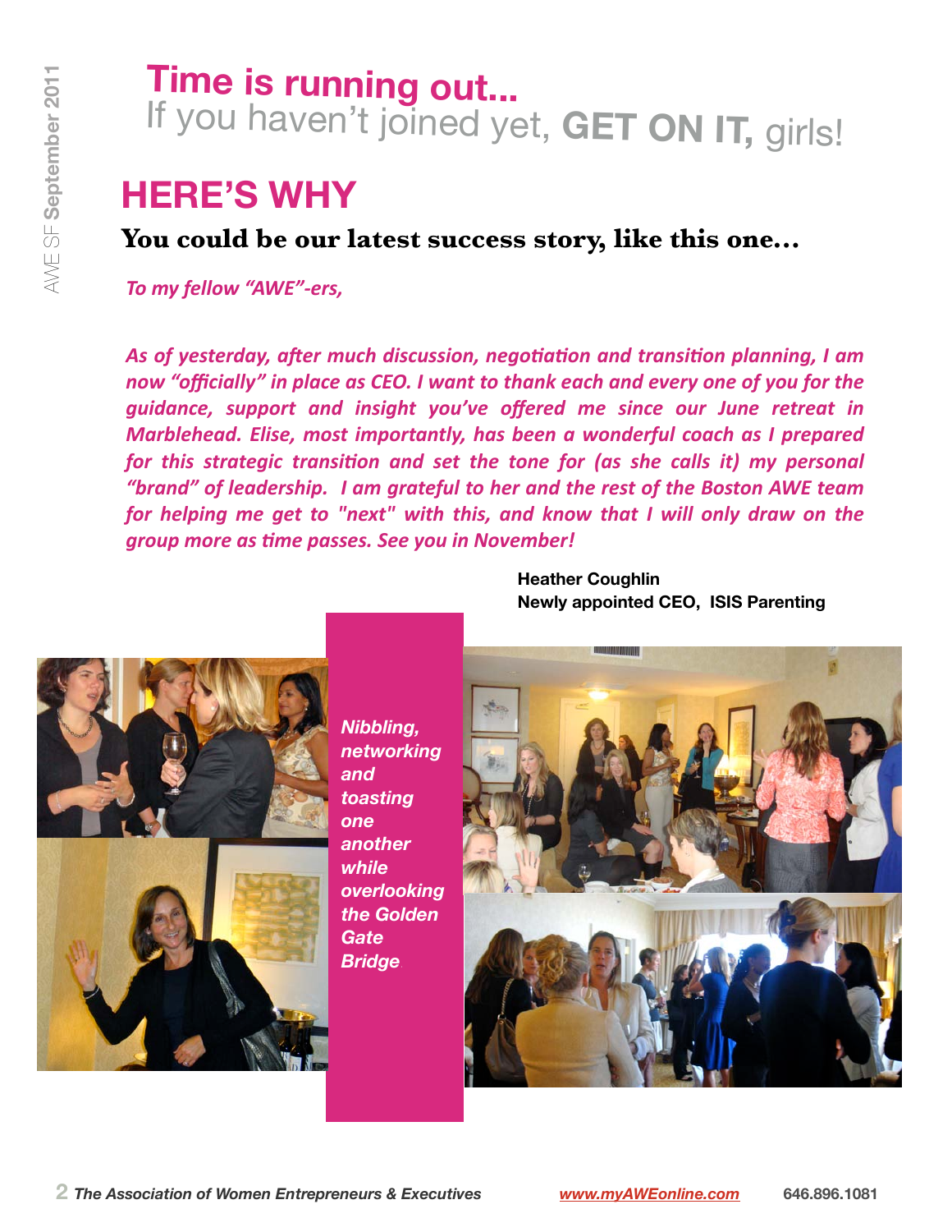# Time is running out...

If you haven't joined yet, **GET ON IT,** girls!

## HERE'S WHY

**You could be our latest success story, like this one…**

*To my fellow "AWE"-ers,*

*As of yesterday, after much discussion, negotiation and transition planning, I am now "officially" in place as CEO. I want to thank each and every one of you for the guidance, support and insight you've offered me since our June retreat in Marblehead. Elise, most importantly, has been a wonderful coach as I prepared for this strategic transition and set the tone for (as she calls it) my personal "brand" of leadership. I am grateful to her and the rest of the Boston AWE team for helping me get to "next" with this, and know that I will only draw on the group more as time passes. See you in November!*

**Heather Coughlin**
**Newly appointed CEO, ISIS Parenting**

*Nibbling, networking and toasting one another while overlooking the Golden Gate Bridge*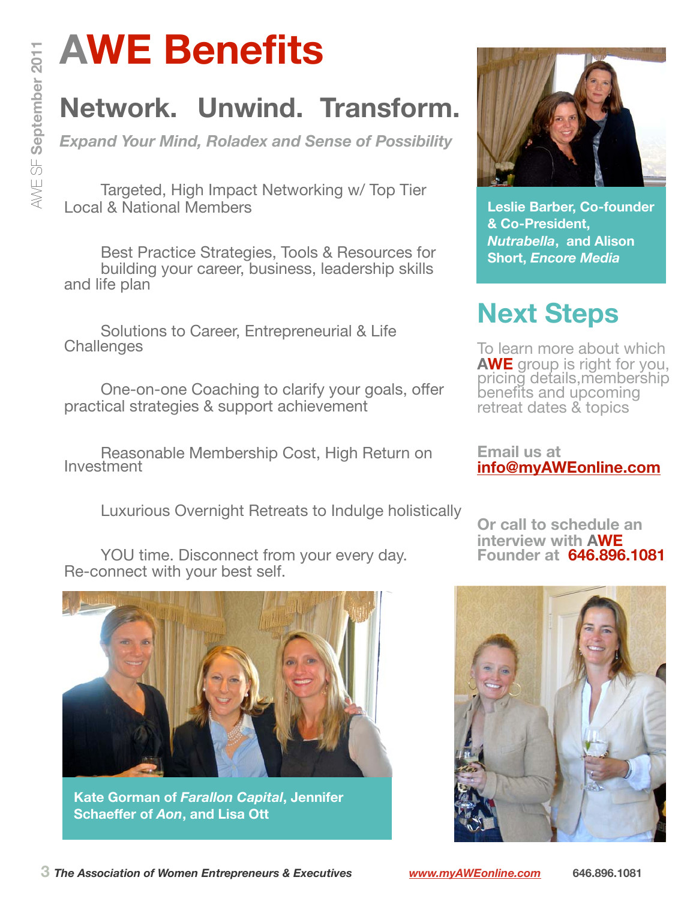# AWE Benefits

## Network. Unwind. Transform.

*Expand Your Mind, Roladex and Sense of Possibility*

Targeted, High Impact Networking w/ Top Tier Local & National Members

Best Practice Strategies, Tools & Resources for building your career, business, leadership skills and life plan

Solutions to Career, Entrepreneurial & Life Challenges

One-on-one Coaching to clarify your goals, offer practical strategies & support achievement

Reasonable Membership Cost, High Return on Investment

Luxurious Overnight Retreats to Indulge holistically

YOU time. Disconnect from your every day. Re-connect with your best self.

**Kate Gorman of *Farallon Capital*, Jennifer Schaeffer of *Aon*, and Lisa Ott**

**Leslie Barber, Co-founder & Co-President, *Nutrabella*, and Alison Short, *Encore Media***

## Next Steps

To learn more about which **AWE** group is right for you, pricing details, membership benefits and upcoming retreat dates & topics

**Email us at [info@myAWEonline.com](mailto:info@myAWEonline.com)**

**Or call to schedule an interview with AWE Founder at 646.896.1081**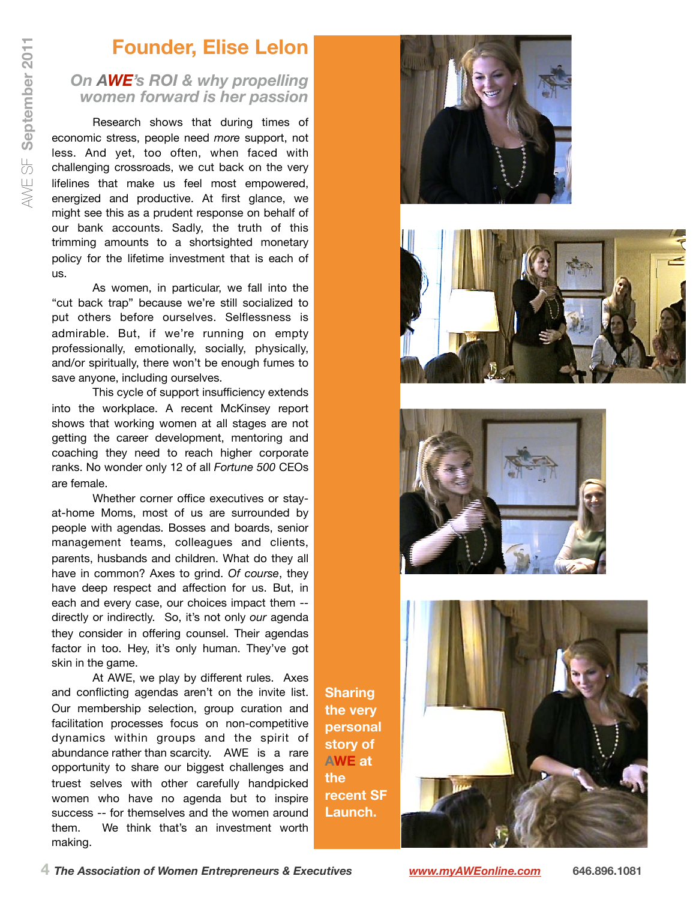# Founder, Elise Lelon

### *On AWE's ROI & why propelling women forward is her passion*

Research shows that during times of economic stress, people need *more* support, not less. And yet, too often, when faced with challenging crossroads, we cut back on the very lifelines that make us feel most empowered, energized and productive. At first glance, we might see this as a prudent response on behalf of our bank accounts. Sadly, the truth of this trimming amounts to a shortsighted monetary policy for the lifetime investment that is each of us.

As women, in particular, we fall into the "cut back trap" because we're still socialized to put others before ourselves. Selflessness is admirable. But, if we're running on empty professionally, emotionally, socially, physically, and/or spiritually, there won't be enough fumes to save anyone, including ourselves.

This cycle of support insufficiency extends into the workplace. A recent McKinsey report shows that working women at all stages are not getting the career development, mentoring and coaching they need to reach higher corporate ranks. No wonder only 12 of all *Fortune 500* CEOs are female.

Whether corner office executives or stay-at-home Moms, most of us are surrounded by people with agendas. Bosses and boards, senior management teams, colleagues and clients, parents, husbands and children. What do they all have in common? Axes to grind. *Of course*, they have deep respect and affection for us. But, in each and every case, our choices impact them -- directly or indirectly. So, it's not only *our* agenda they consider in offering counsel. Their agendas factor in too. Hey, it's only human. They've got skin in the game.

At AWE, we play by different rules. Axes and conflicting agendas aren't on the invite list. Our membership selection, group curation and facilitation processes focus on non-competitive dynamics within groups and the spirit of abundance rather than scarcity. AWE is a rare opportunity to share our biggest challenges and truest selves with other carefully handpicked women who have no agenda but to inspire success -- for themselves and the women around them. We think that's an investment worth making.

**Sharing the very personal story of AWE at the recent SF Launch.**